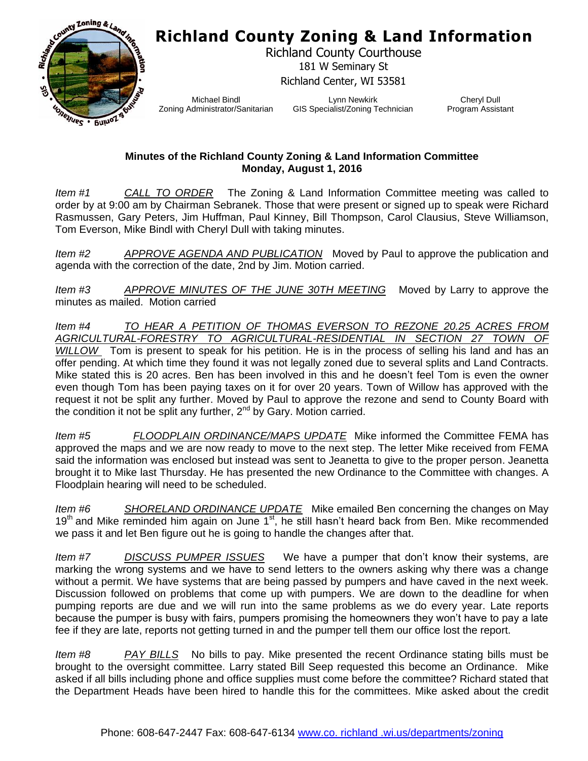# Richland County Zoning & Land Information

Richland County Courthouse
181 W Seminary St
Richland Center, WI 53581

Michael Bindl
Zoning Administrator/Sanitarian

Lynn Newkirk
GIS Specialist/Zoning Technician

Cheryl Dull
Program Assistant

**Minutes of the Richland County Zoning & Land Information Committee**
**Monday, August 1, 2016**

*Item #1* *CALL TO ORDER* The Zoning & Land Information Committee meeting was called to order by at 9:00 am by Chairman Sebranek. Those that were present or signed up to speak were Richard Rasmussen, Gary Peters, Jim Huffman, Paul Kinney, Bill Thompson, Carol Clausius, Steve Williamson, Tom Everson, Mike Bindl with Cheryl Dull with taking minutes.

*Item #2* *APPROVE AGENDA AND PUBLICATION* Moved by Paul to approve the publication and agenda with the correction of the date, 2nd by Jim. Motion carried.

*Item #3* *APPROVE MINUTES OF THE JUNE 30TH MEETING* Moved by Larry to approve the minutes as mailed. Motion carried

*Item #4* *TO HEAR A PETITION OF THOMAS EVERSON TO REZONE 20.25 ACRES FROM AGRICULTURAL-FORESTRY TO AGRICULTURAL-RESIDENTIAL IN SECTION 27 TOWN OF WILLOW* Tom is present to speak for his petition. He is in the process of selling his land and has an offer pending. At which time they found it was not legally zoned due to several splits and Land Contracts. Mike stated this is 20 acres. Ben has been involved in this and he doesn't feel Tom is even the owner even though Tom has been paying taxes on it for over 20 years. Town of Willow has approved with the request it not be split any further. Moved by Paul to approve the rezone and send to County Board with the condition it not be split any further, 2nd by Gary. Motion carried.

*Item #5* *FLOODPLAIN ORDINANCE/MAPS UPDATE* Mike informed the Committee FEMA has approved the maps and we are now ready to move to the next step. The letter Mike received from FEMA said the information was enclosed but instead was sent to Jeanetta to give to the proper person. Jeanetta brought it to Mike last Thursday. He has presented the new Ordinance to the Committee with changes. A Floodplain hearing will need to be scheduled.

*Item #6* *SHORELAND ORDINANCE UPDATE* Mike emailed Ben concerning the changes on May 19th and Mike reminded him again on June 1st, he still hasn't heard back from Ben. Mike recommended we pass it and let Ben figure out he is going to handle the changes after that.

*Item #7* *DISCUSS PUMPER ISSUES* We have a pumper that don't know their systems, are marking the wrong systems and we have to send letters to the owners asking why there was a change without a permit. We have systems that are being passed by pumpers and have caved in the next week. Discussion followed on problems that come up with pumpers. We are down to the deadline for when pumping reports are due and we will run into the same problems as we do every year. Late reports because the pumper is busy with fairs, pumpers promising the homeowners they won't have to pay a late fee if they are late, reports not getting turned in and the pumper tell them our office lost the report.

*Item #8* *PAY BILLS* No bills to pay. Mike presented the recent Ordinance stating bills must be brought to the oversight committee. Larry stated Bill Seep requested this become an Ordinance. Mike asked if all bills including phone and office supplies must come before the committee? Richard stated that the Department Heads have been hired to handle this for the committees. Mike asked about the credit

Phone: 608-647-2447 Fax: 608-647-6134 www.co. richland .wi.us/departments/zoning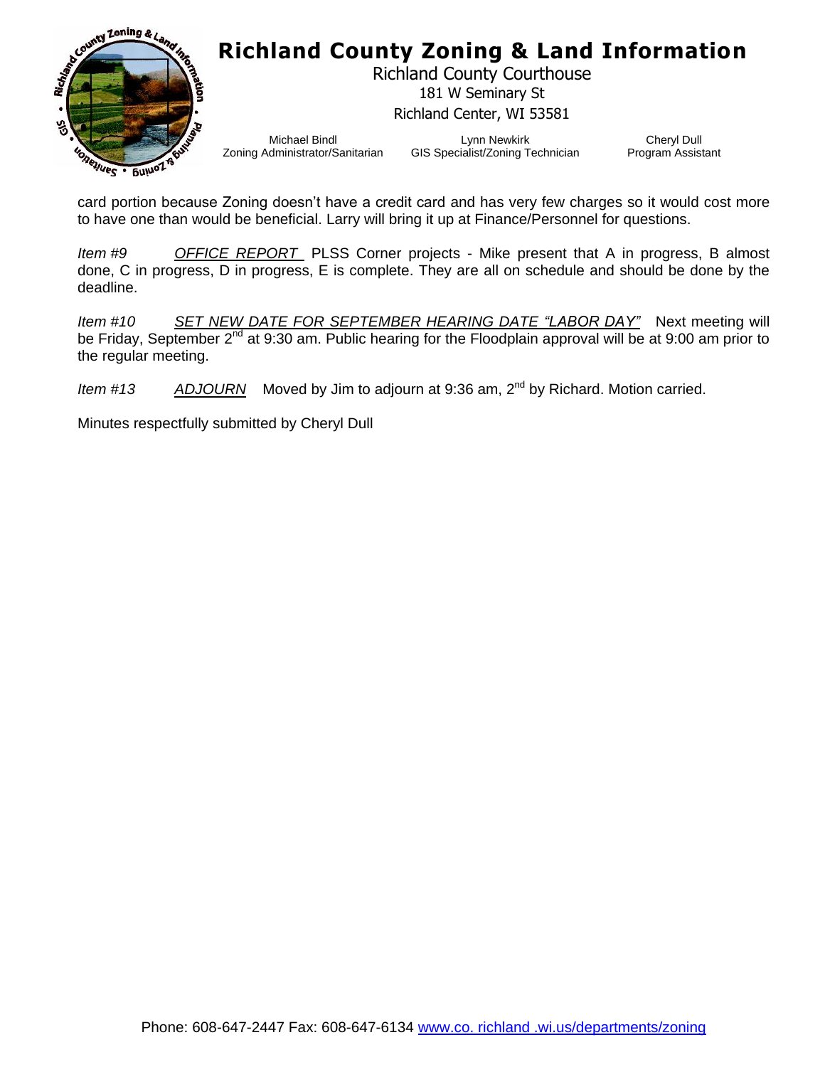card portion because Zoning doesn't have a credit card and has very few charges so it would cost more to have one than would be beneficial. Larry will bring it up at Finance/Personnel for questions.

*Item #9* <u>*OFFICE REPORT*</u> PLSS Corner projects - Mike present that A in progress, B almost done, C in progress, D in progress, E is complete. They are all on schedule and should be done by the deadline.

*Item #10* <u>*SET NEW DATE FOR SEPTEMBER HEARING DATE "LABOR DAY"*</u> Next meeting will be Friday, September 2nd at 9:30 am. Public hearing for the Floodplain approval will be at 9:00 am prior to the regular meeting.

*Item #13* <u>*ADJOURN*</u> Moved by Jim to adjourn at 9:36 am, 2nd by Richard. Motion carried.

Minutes respectfully submitted by Cheryl Dull